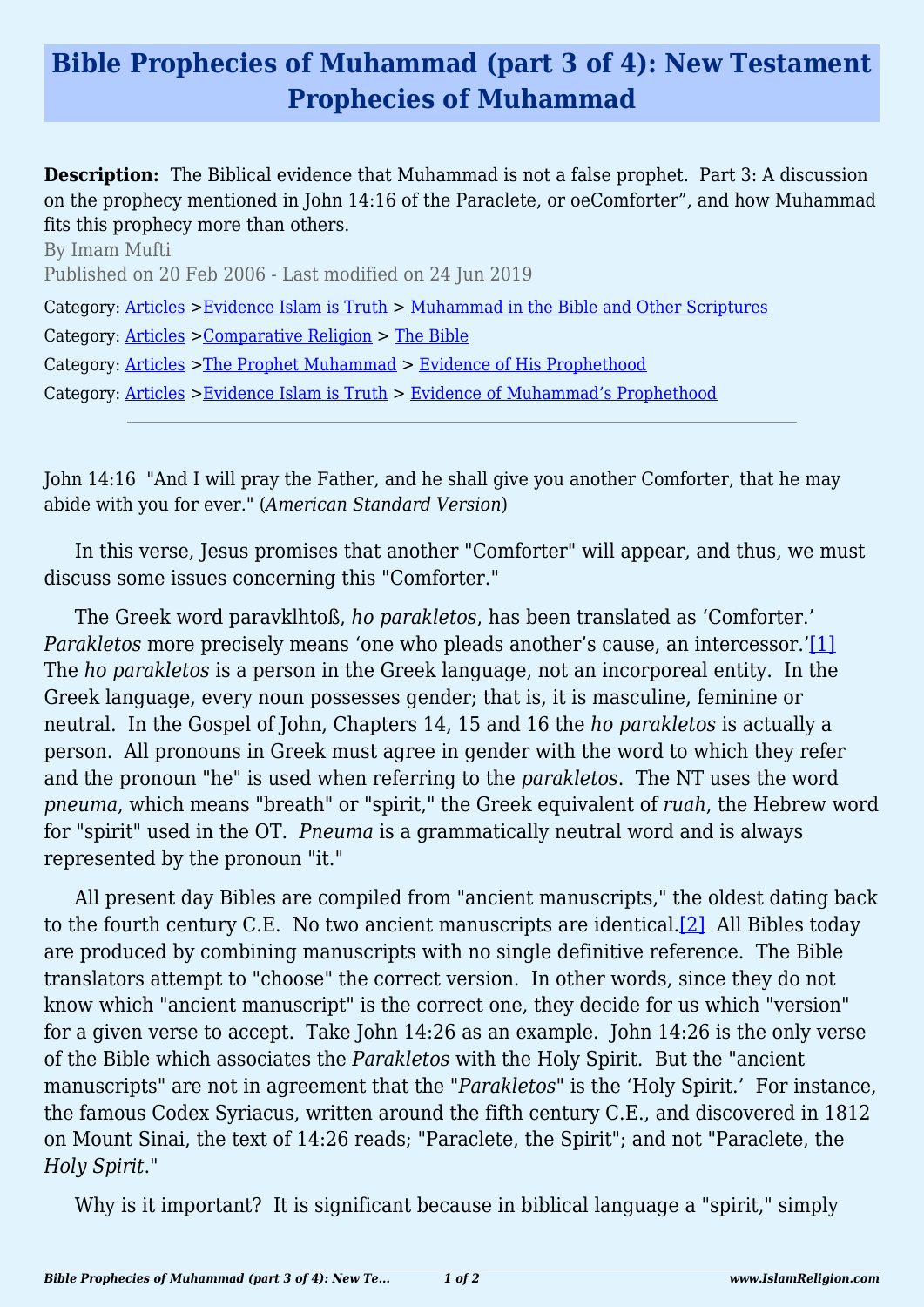# Bible Prophecies of Muhammad (part 3 of 4): New Testament Prophecies of Muhammad

**Description:** The Biblical evidence that Muhammad is not a false prophet. Part 3: A discussion on the prophecy mentioned in John 14:16 of the Paraclete, or oeComforter", and how Muhammad fits this prophecy more than others.

By Imam Mufti

Published on 20 Feb 2006 - Last modified on 24 Jun 2019

Category: Articles >Evidence Islam is Truth > Muhammad in the Bible and Other Scriptures

Category: Articles >Comparative Religion > The Bible

Category: Articles >The Prophet Muhammad > Evidence of His Prophethood

Category: Articles >Evidence Islam is Truth > Evidence of Muhammad's Prophethood

---

John 14:16 "And I will pray the Father, and he shall give you another Comforter, that he may abide with you for ever." (*American Standard Version*)

In this verse, Jesus promises that another "Comforter" will appear, and thus, we must discuss some issues concerning this "Comforter."

The Greek word paravklhtoß, *ho parakletos*, has been translated as 'Comforter.' *Parakletos* more precisely means 'one who pleads another's cause, an intercessor.'[1] The *ho parakletos* is a person in the Greek language, not an incorporeal entity. In the Greek language, every noun possesses gender; that is, it is masculine, feminine or neutral. In the Gospel of John, Chapters 14, 15 and 16 the *ho parakletos* is actually a person. All pronouns in Greek must agree in gender with the word to which they refer and the pronoun "he" is used when referring to the *parakletos*. The NT uses the word *pneuma*, which means "breath" or "spirit," the Greek equivalent of *ruah*, the Hebrew word for "spirit" used in the OT. *Pneuma* is a grammatically neutral word and is always represented by the pronoun "it."

All present day Bibles are compiled from "ancient manuscripts," the oldest dating back to the fourth century C.E. No two ancient manuscripts are identical.[2] All Bibles today are produced by combining manuscripts with no single definitive reference. The Bible translators attempt to "choose" the correct version. In other words, since they do not know which "ancient manuscript" is the correct one, they decide for us which "version" for a given verse to accept. Take John 14:26 as an example. John 14:26 is the only verse of the Bible which associates the *Parakletos* with the Holy Spirit. But the "ancient manuscripts" are not in agreement that the "*Parakletos*" is the 'Holy Spirit.' For instance, the famous Codex Syriacus, written around the fifth century C.E., and discovered in 1812 on Mount Sinai, the text of 14:26 reads; "Paraclete, the Spirit"; and not "Paraclete, the *Holy Spirit*."

Why is it important? It is significant because in biblical language a "spirit," simply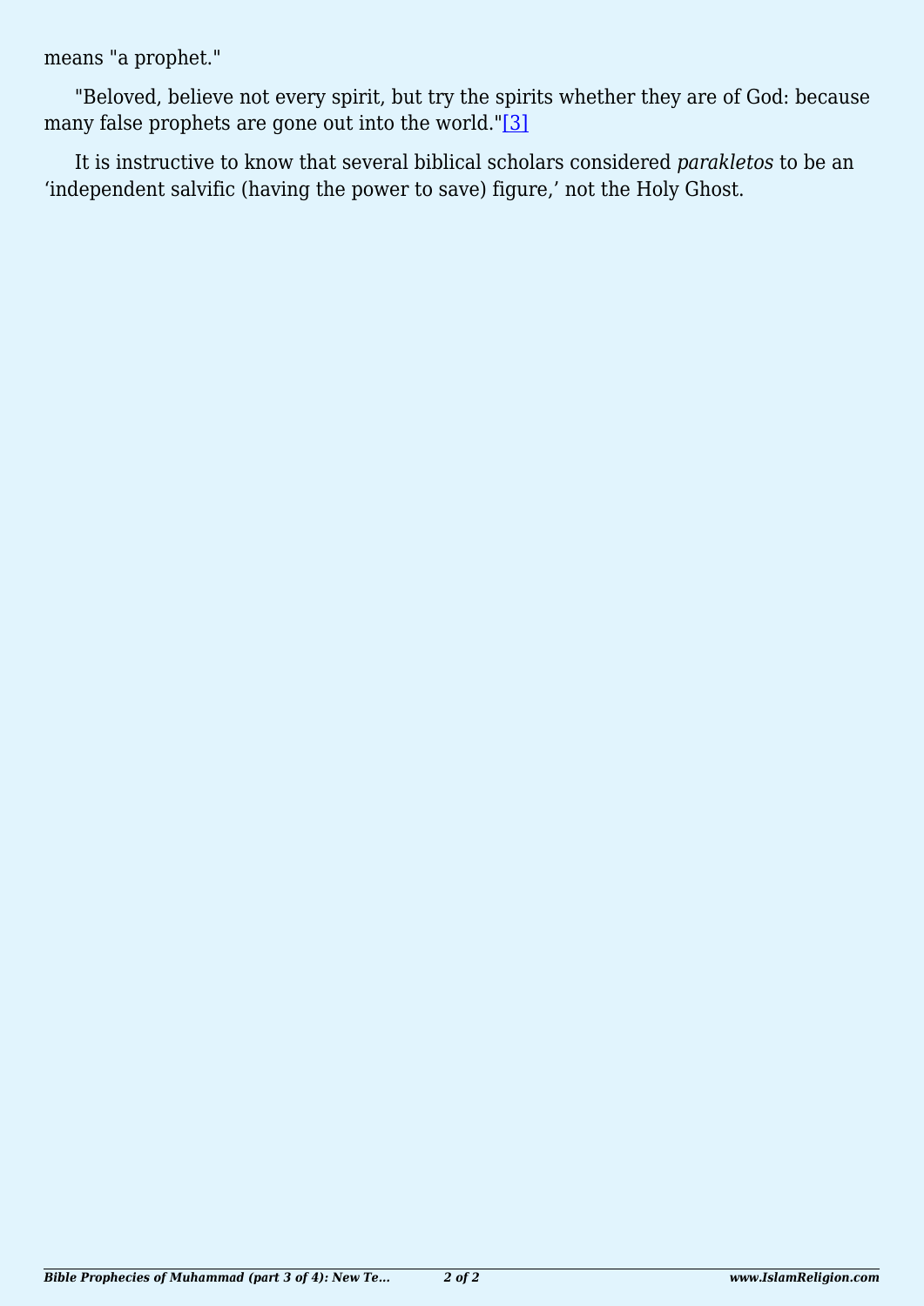means "a prophet."

"Beloved, believe not every spirit, but try the spirits whether they are of God: because many false prophets are gone out into the world."[3]

It is instructive to know that several biblical scholars considered *parakletos* to be an 'independent salvific (having the power to save) figure,' not the Holy Ghost.